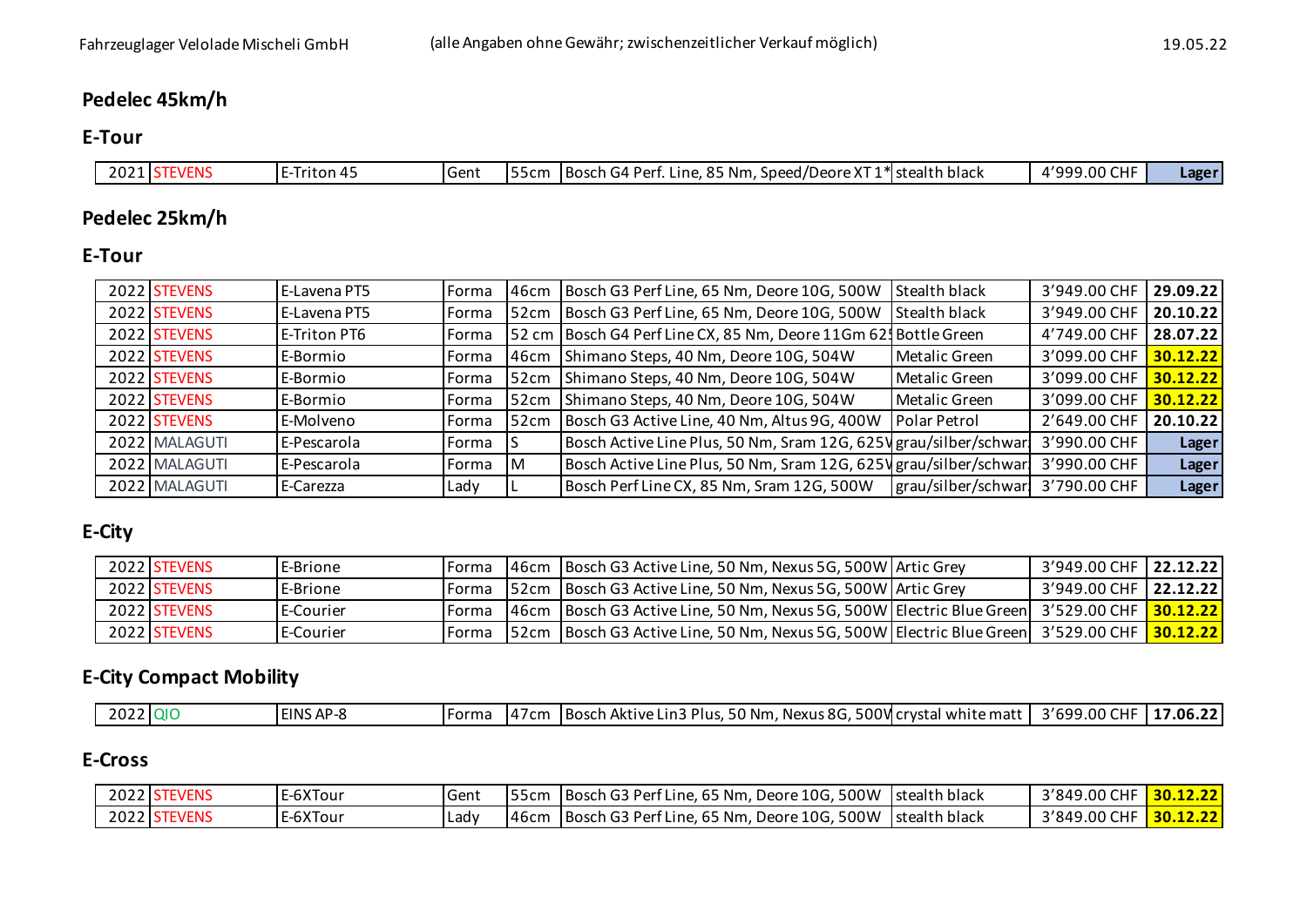Fahrzeuglager Velolade Mischeli GmbH (alle Angaben ohne Gewähr; zwischenzeitlicher Verkauf möglich) 19.05.22

## Pedelec 45km/h

### E-Tour

| | | | | | | | | |
|---|---|---|---|---|---|---|---|---|
| 2021 | STEVENS | E-Triton 45 | Gent | 55cm | Bosch G4 Perf. Line, 85 Nm, Speed/Deore XT 1* | stealth black | 4'999.00 CHF | Lager |

## Pedelec 25km/h

### E-Tour

| | | | | | | | | |
|---|---|---|---|---|---|---|---|---|
| 2022 | STEVENS | E-Lavena PT5 | Forma | 46cm | Bosch G3 Perf Line, 65 Nm, Deore 10G, 500W | Stealth black | 3'949.00 CHF | 29.09.22 |
| 2022 | STEVENS | E-Lavena PT5 | Forma | 52cm | Bosch G3 Perf Line, 65 Nm, Deore 10G, 500W | Stealth black | 3'949.00 CHF | 20.10.22 |
| 2022 | STEVENS | E-Triton PT6 | Forma | 52 cm | Bosch G4 Perf Line CX, 85 Nm, Deore 11Gm 62 | Bottle Green | 4'749.00 CHF | 28.07.22 |
| 2022 | STEVENS | E-Bormio | Forma | 46cm | Shimano Steps, 40 Nm, Deore 10G, 504W | Metalic Green | 3'099.00 CHF | 30.12.22 |
| 2022 | STEVENS | E-Bormio | Forma | 52cm | Shimano Steps, 40 Nm, Deore 10G, 504W | Metalic Green | 3'099.00 CHF | 30.12.22 |
| 2022 | STEVENS | E-Bormio | Forma | 52cm | Shimano Steps, 40 Nm, Deore 10G, 504W | Metalic Green | 3'099.00 CHF | 30.12.22 |
| 2022 | STEVENS | E-Molveno | Forma | 52cm | Bosch G3 Active Line, 40 Nm, Altus 9G, 400W | Polar Petrol | 2'649.00 CHF | 20.10.22 |
| 2022 | MALAGUTI | E-Pescarola | Forma | S | Bosch Active Line Plus, 50 Nm, Sram 12G, 625W | grau/silber/schwar | 3'990.00 CHF | Lager |
| 2022 | MALAGUTI | E-Pescarola | Forma | M | Bosch Active Line Plus, 50 Nm, Sram 12G, 625W | grau/silber/schwar | 3'990.00 CHF | Lager |
| 2022 | MALAGUTI | E-Carezza | Lady | L | Bosch Perf Line CX, 85 Nm, Sram 12G, 500W | grau/silber/schwar | 3'790.00 CHF | Lager |

### E-City

| | | | | | | | | |
|---|---|---|---|---|---|---|---|---|
| 2022 | STEVENS | E-Brione | Forma | 46cm | Bosch G3 Active Line, 50 Nm, Nexus 5G, 500W | Artic Grey | 3'949.00 CHF | 22.12.22 |
| 2022 | STEVENS | E-Brione | Forma | 52cm | Bosch G3 Active Line, 50 Nm, Nexus 5G, 500W | Artic Grey | 3'949.00 CHF | 22.12.22 |
| 2022 | STEVENS | E-Courier | Forma | 46cm | Bosch G3 Active Line, 50 Nm, Nexus 5G, 500W | Electric Blue Green | 3'529.00 CHF | 30.12.22 |
| 2022 | STEVENS | E-Courier | Forma | 52cm | Bosch G3 Active Line, 50 Nm, Nexus 5G, 500W | Electric Blue Green | 3'529.00 CHF | 30.12.22 |

### E-City Compact Mobility

| | | | | | | | | |
|---|---|---|---|---|---|---|---|---|
| 2022 | QIO | EINS AP-8 | Forma | 47cm | Bosch Aktive Lin3 Plus, 50 Nm, Nexus 8G, 500W | crystal white matt | 3'699.00 CHF | 17.06.22 |

### E-Cross

| | | | | | | | | |
|---|---|---|---|---|---|---|---|---|
| 2022 | STEVENS | E-6XTour | Gent | 55cm | Bosch G3 Perf Line, 65 Nm, Deore 10G, 500W | stealth black | 3'849.00 CHF | 30.12.22 |
| 2022 | STEVENS | E-6XTour | Lady | 46cm | Bosch G3 Perf Line, 65 Nm, Deore 10G, 500W | stealth black | 3'849.00 CHF | 30.12.22 |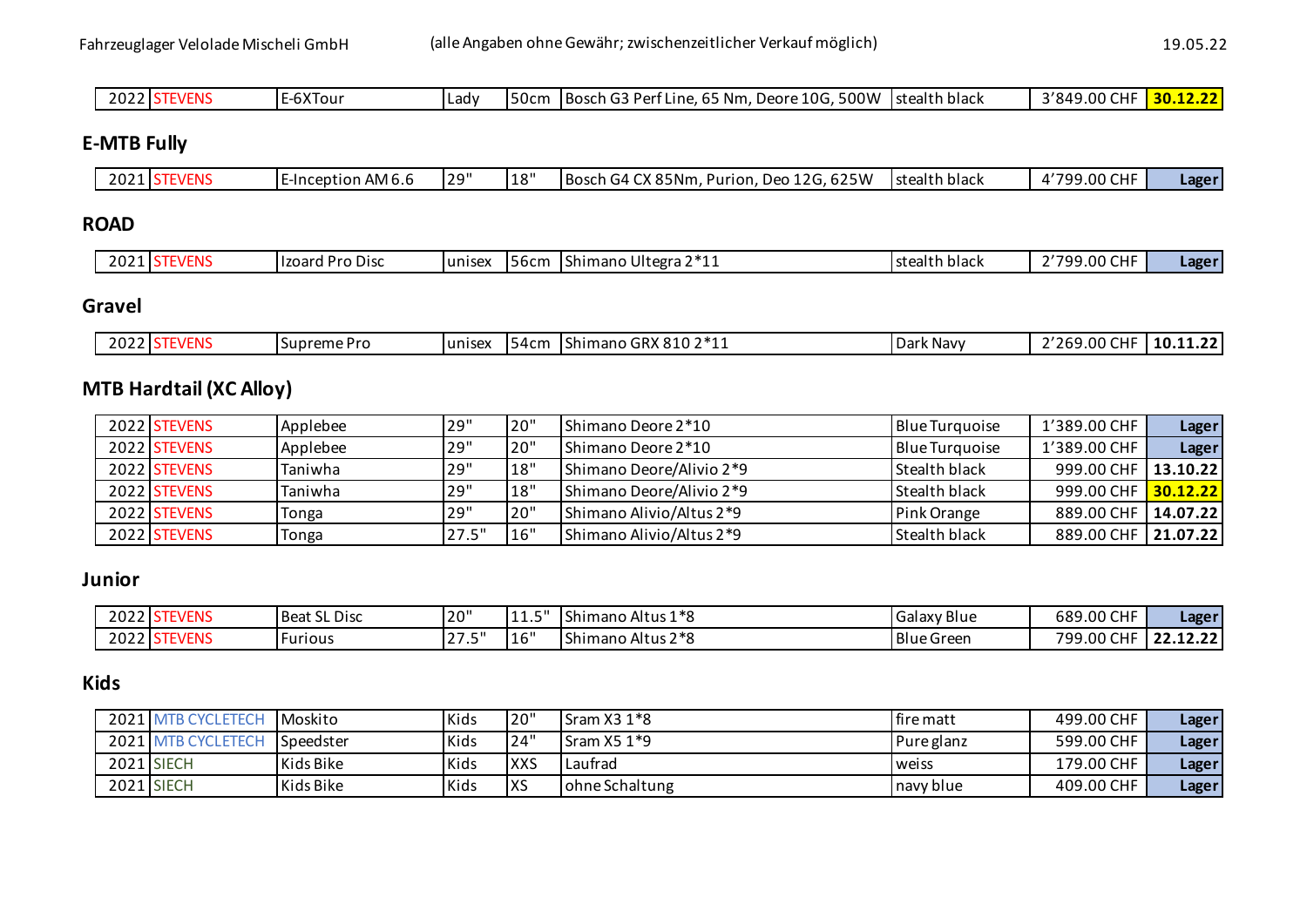Fahrzeuglager Velolade Mischeli GmbH (alle Angaben ohne Gewähr; zwischenzeitlicher Verkauf möglich) 19.05.22

| | | | | | | | | |
|---|---|---|---|---|---|---|---|---|
| 2022 | STEVENS | E-6XTour | Lady | 50cm | Bosch G3 Perf Line, 65 Nm, Deore 10G, 500W | stealth black | 3'849.00 CHF | **30.12.22** |

## E-MTB Fully

| | | | | | | | | |
|---|---|---|---|---|---|---|---|---|
| 2021 | STEVENS | E-Inception AM 6.6 | 29" | 18" | Bosch G4 CX 85Nm, Purion, Deo 12G, 625W | stealth black | 4'799.00 CHF | **Lager** |

## ROAD

| | | | | | | | | |
|---|---|---|---|---|---|---|---|---|
| 2021 | STEVENS | Izoard Pro Disc | unisex | 56cm | Shimano Ultegra 2*11 | stealth black | 2'799.00 CHF | **Lager** |

## Gravel

| | | | | | | | | |
|---|---|---|---|---|---|---|---|---|
| 2022 | STEVENS | Supreme Pro | unisex | 54cm | Shimano GRX 810 2*11 | Dark Navy | 2'269.00 CHF | **10.11.22** |

## MTB Hardtail (XC Alloy)

| | | | | | | | | |
|---|---|---|---|---|---|---|---|---|
| 2022 | STEVENS | Applebee | 29" | 20" | Shimano Deore 2*10 | Blue Turquoise | 1'389.00 CHF | **Lager** |
| 2022 | STEVENS | Applebee | 29" | 20" | Shimano Deore 2*10 | Blue Turquoise | 1'389.00 CHF | **Lager** |
| 2022 | STEVENS | Taniwha | 29" | 18" | Shimano Deore/Alivio 2*9 | Stealth black | 999.00 CHF | **13.10.22** |
| 2022 | STEVENS | Taniwha | 29" | 18" | Shimano Deore/Alivio 2*9 | Stealth black | 999.00 CHF | **30.12.22** |
| 2022 | STEVENS | Tonga | 29" | 20" | Shimano Alivio/Altus 2*9 | Pink Orange | 889.00 CHF | **14.07.22** |
| 2022 | STEVENS | Tonga | 27.5" | 16" | Shimano Alivio/Altus 2*9 | Stealth black | 889.00 CHF | **21.07.22** |

## Junior

| | | | | | | | | |
|---|---|---|---|---|---|---|---|---|
| 2022 | STEVENS | Beat SL Disc | 20" | 11.5" | Shimano Altus 1*8 | Galaxy Blue | 689.00 CHF | **Lager** |
| 2022 | STEVENS | Furious | 27.5" | 16" | Shimano Altus 2*8 | Blue Green | 799.00 CHF | **22.12.22** |

## Kids

| | | | | | | | | |
|---|---|---|---|---|---|---|---|---|
| 2021 | MTB CYCLETECH | Moskito | Kids | 20" | Sram X3 1*8 | fire matt | 499.00 CHF | **Lager** |
| 2021 | MTB CYCLETECH | Speedster | Kids | 24" | Sram X5 1*9 | Pure glanz | 599.00 CHF | **Lager** |
| 2021 | SIECH | Kids Bike | Kids | XXS | Laufrad | weiss | 179.00 CHF | **Lager** |
| 2021 | SIECH | Kids Bike | Kids | XS | ohne Schaltung | navy blue | 409.00 CHF | **Lager** |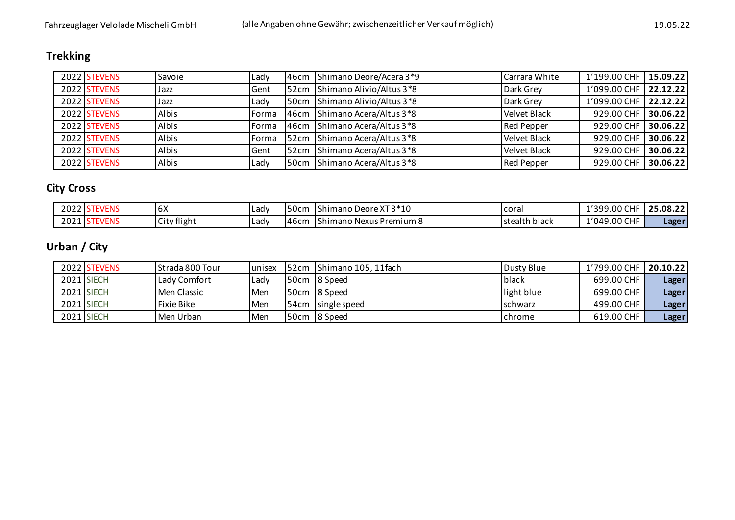Fahrzeuglager Velolade Mischeli GmbH (alle Angaben ohne Gewähr; zwischenzeitlicher Verkauf möglich) 19.05.22

## Trekking

| | | | | | | | | |
|---|---|---|---|---|---|---|---|---|
| 2022 | STEVENS | Savoie | Lady | 46cm | Shimano Deore/Acera 3*9 | Carrara White | 1'199.00 CHF | **15.09.22** |
| 2022 | STEVENS | Jazz | Gent | 52cm | Shimano Alivio/Altus 3*8 | Dark Grey | 1'099.00 CHF | **22.12.22** |
| 2022 | STEVENS | Jazz | Lady | 50cm | Shimano Alivio/Altus 3*8 | Dark Grey | 1'099.00 CHF | **22.12.22** |
| 2022 | STEVENS | Albis | Forma | 46cm | Shimano Acera/Altus 3*8 | Velvet Black | 929.00 CHF | **30.06.22** |
| 2022 | STEVENS | Albis | Forma | 46cm | Shimano Acera/Altus 3*8 | Red Pepper | 929.00 CHF | **30.06.22** |
| 2022 | STEVENS | Albis | Forma | 52cm | Shimano Acera/Altus 3*8 | Velvet Black | 929.00 CHF | **30.06.22** |
| 2022 | STEVENS | Albis | Gent | 52cm | Shimano Acera/Altus 3*8 | Velvet Black | 929.00 CHF | **30.06.22** |
| 2022 | STEVENS | Albis | Lady | 50cm | Shimano Acera/Altus 3*8 | Red Pepper | 929.00 CHF | **30.06.22** |

## City Cross

| | | | | | | | | |
|---|---|---|---|---|---|---|---|---|
| 2022 | STEVENS | 6X | Lady | 50cm | Shimano Deore XT 3*10 | coral | 1'399.00 CHF | **25.08.22** |
| 2021 | STEVENS | City flight | Lady | 46cm | Shimano Nexus Premium 8 | stealth black | 1'049.00 CHF | **Lager** |

## Urban / City

| | | | | | | | | |
|---|---|---|---|---|---|---|---|---|
| 2022 | STEVENS | Strada 800 Tour | unisex | 52cm | Shimano 105, 11fach | Dusty Blue | 1'799.00 CHF | **20.10.22** |
| 2021 | SIECH | Lady Comfort | Lady | 50cm | 8 Speed | black | 699.00 CHF | **Lager** |
| 2021 | SIECH | Men Classic | Men | 50cm | 8 Speed | light blue | 699.00 CHF | **Lager** |
| 2021 | SIECH | Fixie Bike | Men | 54cm | single speed | schwarz | 499.00 CHF | **Lager** |
| 2021 | SIECH | Men Urban | Men | 50cm | 8 Speed | chrome | 619.00 CHF | **Lager** |